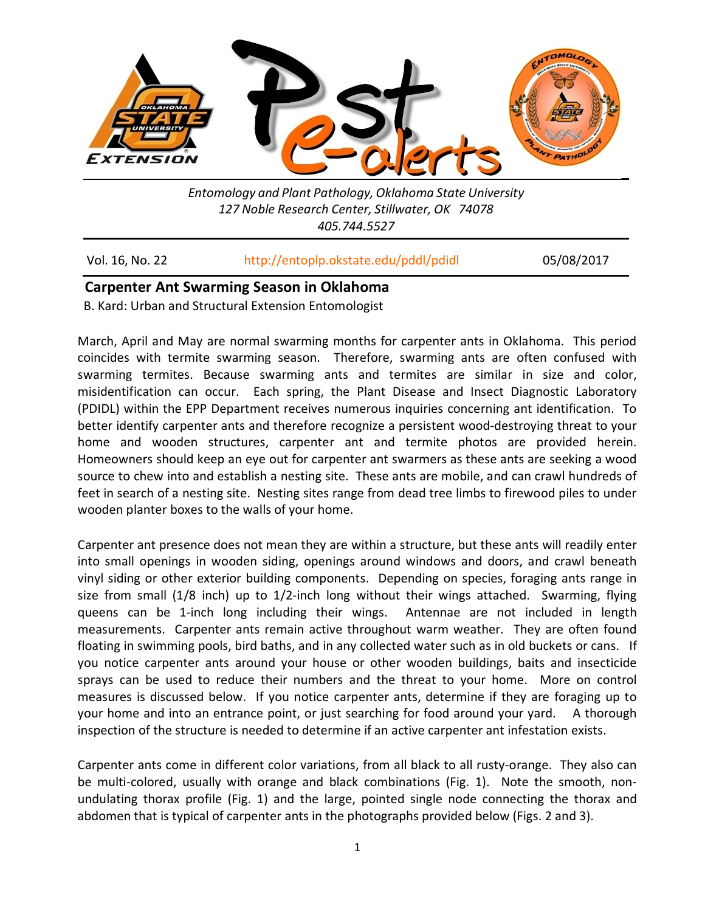*Entomology and Plant Pathology, Oklahoma State University*
*127 Noble Research Center, Stillwater, OK 74078*
*405.744.5527*

Vol. 16, No. 22 http://entoplp.okstate.edu/pddl/pdidl 05/08/2017

## Carpenter Ant Swarming Season in Oklahoma

B. Kard: Urban and Structural Extension Entomologist

March, April and May are normal swarming months for carpenter ants in Oklahoma. This period coincides with termite swarming season. Therefore, swarming ants are often confused with swarming termites. Because swarming ants and termites are similar in size and color, misidentification can occur. Each spring, the Plant Disease and Insect Diagnostic Laboratory (PDIDL) within the EPP Department receives numerous inquiries concerning ant identification. To better identify carpenter ants and therefore recognize a persistent wood-destroying threat to your home and wooden structures, carpenter ant and termite photos are provided herein. Homeowners should keep an eye out for carpenter ant swarmers as these ants are seeking a wood source to chew into and establish a nesting site. These ants are mobile, and can crawl hundreds of feet in search of a nesting site. Nesting sites range from dead tree limbs to firewood piles to under wooden planter boxes to the walls of your home.

Carpenter ant presence does not mean they are within a structure, but these ants will readily enter into small openings in wooden siding, openings around windows and doors, and crawl beneath vinyl siding or other exterior building components. Depending on species, foraging ants range in size from small (1/8 inch) up to 1/2-inch long without their wings attached. Swarming, flying queens can be 1-inch long including their wings. Antennae are not included in length measurements. Carpenter ants remain active throughout warm weather. They are often found floating in swimming pools, bird baths, and in any collected water such as in old buckets or cans. If you notice carpenter ants around your house or other wooden buildings, baits and insecticide sprays can be used to reduce their numbers and the threat to your home. More on control measures is discussed below. If you notice carpenter ants, determine if they are foraging up to your home and into an entrance point, or just searching for food around your yard. A thorough inspection of the structure is needed to determine if an active carpenter ant infestation exists.

Carpenter ants come in different color variations, from all black to all rusty-orange. They also can be multi-colored, usually with orange and black combinations (Fig. 1). Note the smooth, non-undulating thorax profile (Fig. 1) and the large, pointed single node connecting the thorax and abdomen that is typical of carpenter ants in the photographs provided below (Figs. 2 and 3).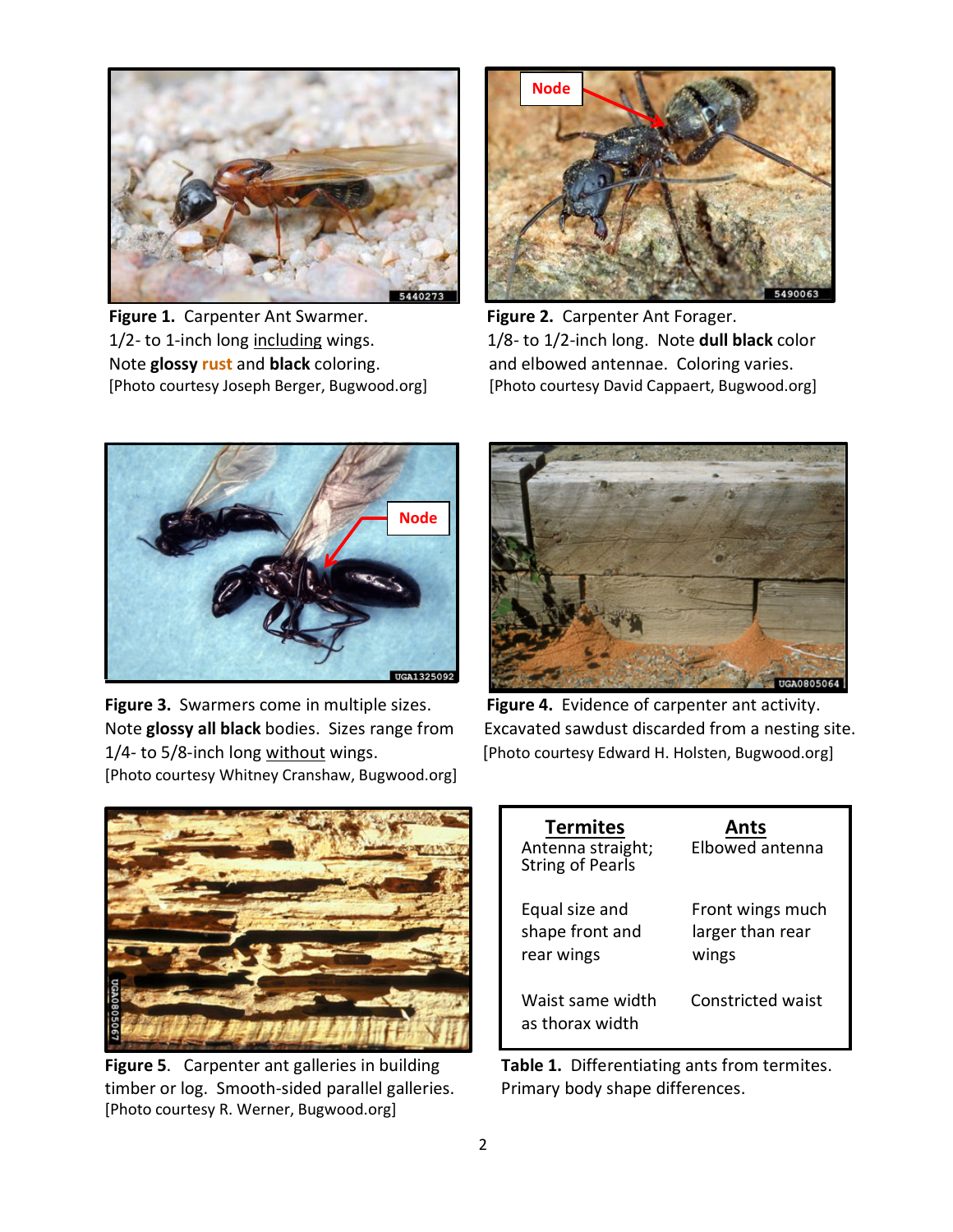**Figure 1.** Carpenter Ant Swarmer. 1/2- to 1-inch long including wings. Note **glossy rust** and **black** coloring. [Photo courtesy Joseph Berger, Bugwood.org]

**Figure 2.** Carpenter Ant Forager. 1/8- to 1/2-inch long. Note **dull black** color and elbowed antennae. Coloring varies. [Photo courtesy David Cappaert, Bugwood.org]

**Figure 3.** Swarmers come in multiple sizes. Note **glossy all black** bodies. Sizes range from 1/4- to 5/8-inch long without wings. [Photo courtesy Whitney Cranshaw, Bugwood.org]

**Figure 4.** Evidence of carpenter ant activity. Excavated sawdust discarded from a nesting site. [Photo courtesy Edward H. Holsten, Bugwood.org]

**Figure 5**. Carpenter ant galleries in building timber or log. Smooth-sided parallel galleries. [Photo courtesy R. Werner, Bugwood.org]

| Termites | Ants |
|---|---|
| Antenna straight; String of Pearls | Elbowed antenna |
| Equal size and shape front and rear wings | Front wings much larger than rear wings |
| Waist same width as thorax width | Constricted waist |

**Table 1.** Differentiating ants from termites. Primary body shape differences.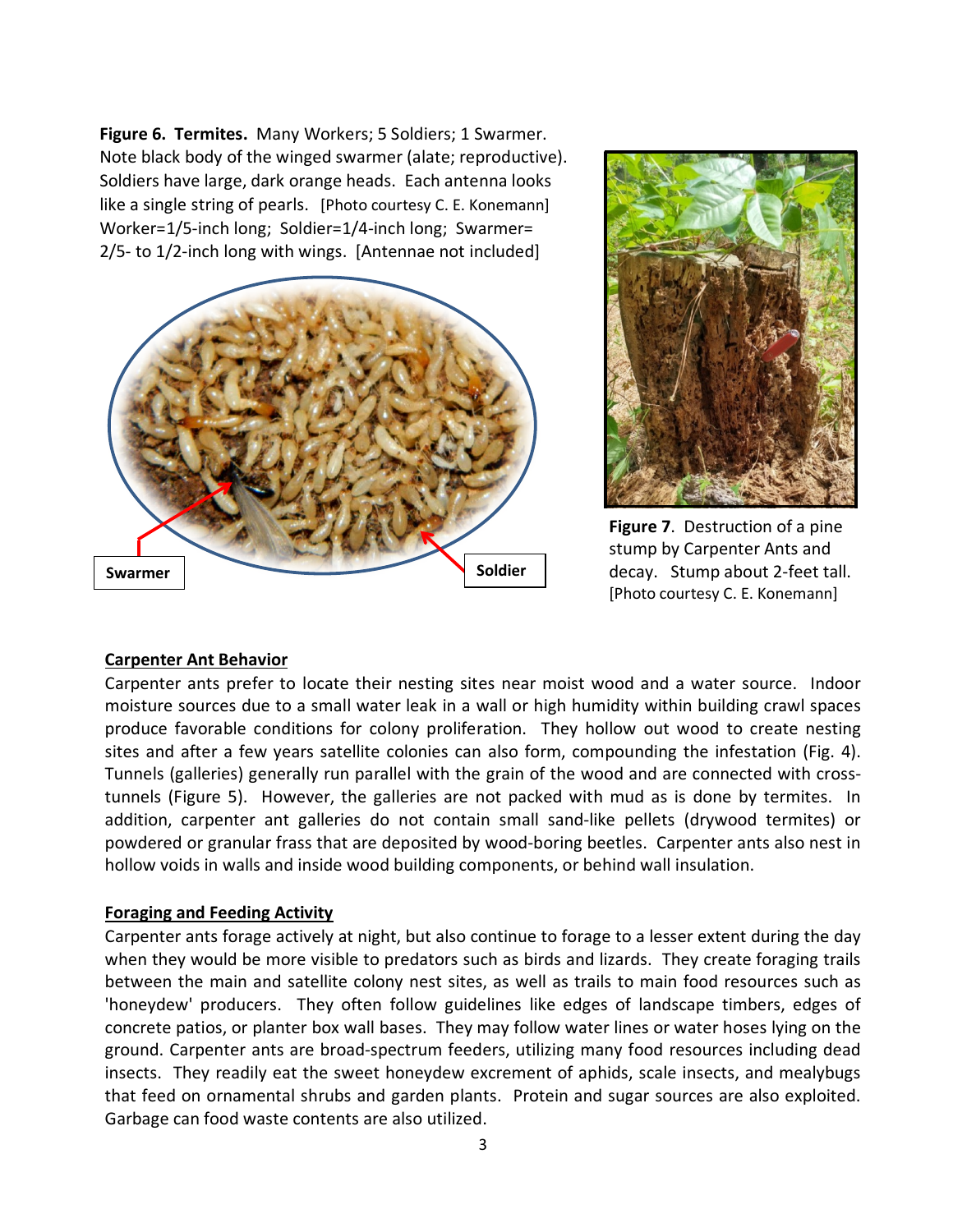**Figure 6. Termites.** Many Workers; 5 Soldiers; 1 Swarmer. Note black body of the winged swarmer (alate; reproductive). Soldiers have large, dark orange heads. Each antenna looks like a single string of pearls. [Photo courtesy C. E. Konemann] Worker=1/5-inch long; Soldier=1/4-inch long; Swarmer= 2/5- to 1/2-inch long with wings. [Antennae not included]

**Figure 7**. Destruction of a pine stump by Carpenter Ants and decay. Stump about 2-feet tall. [Photo courtesy C. E. Konemann]

## Carpenter Ant Behavior

Carpenter ants prefer to locate their nesting sites near moist wood and a water source. Indoor moisture sources due to a small water leak in a wall or high humidity within building crawl spaces produce favorable conditions for colony proliferation. They hollow out wood to create nesting sites and after a few years satellite colonies can also form, compounding the infestation (Fig. 4). Tunnels (galleries) generally run parallel with the grain of the wood and are connected with cross-tunnels (Figure 5). However, the galleries are not packed with mud as is done by termites. In addition, carpenter ant galleries do not contain small sand-like pellets (drywood termites) or powdered or granular frass that are deposited by wood-boring beetles. Carpenter ants also nest in hollow voids in walls and inside wood building components, or behind wall insulation.

## Foraging and Feeding Activity

Carpenter ants forage actively at night, but also continue to forage to a lesser extent during the day when they would be more visible to predators such as birds and lizards. They create foraging trails between the main and satellite colony nest sites, as well as trails to main food resources such as 'honeydew' producers. They often follow guidelines like edges of landscape timbers, edges of concrete patios, or planter box wall bases. They may follow water lines or water hoses lying on the ground. Carpenter ants are broad-spectrum feeders, utilizing many food resources including dead insects. They readily eat the sweet honeydew excrement of aphids, scale insects, and mealybugs that feed on ornamental shrubs and garden plants. Protein and sugar sources are also exploited. Garbage can food waste contents are also utilized.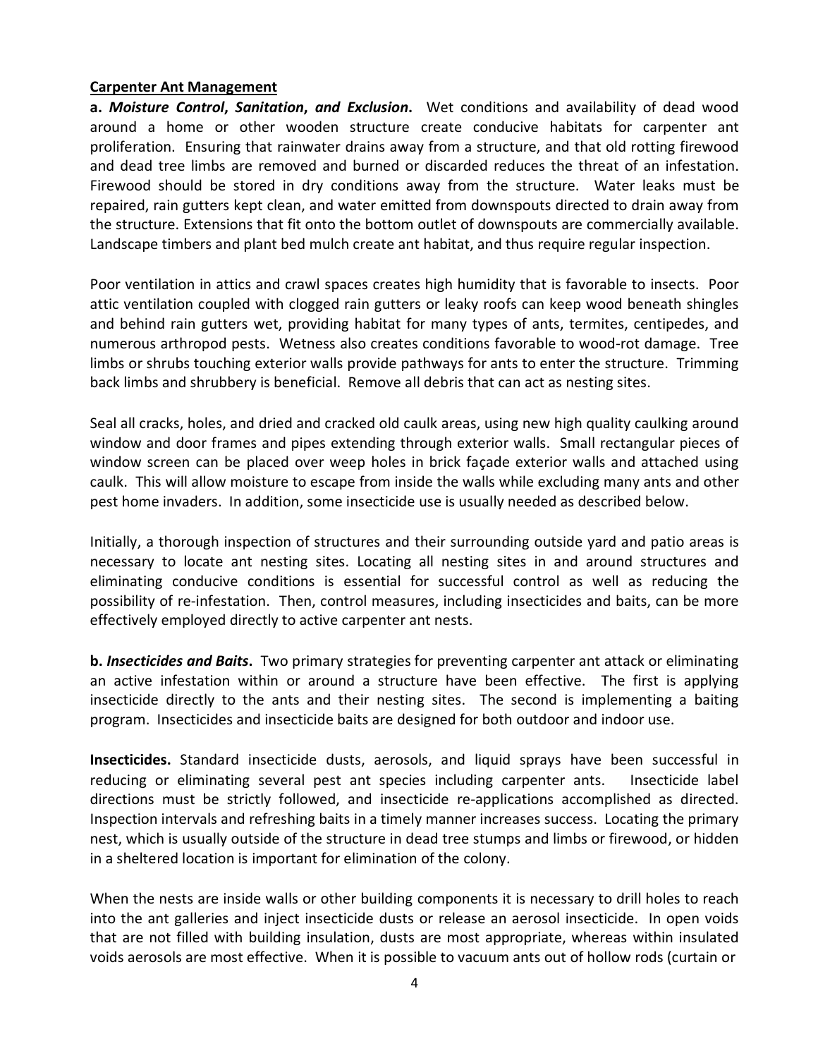**Carpenter Ant Management**

**a.** ***Moisture Control, Sanitation, and Exclusion*.** Wet conditions and availability of dead wood around a home or other wooden structure create conducive habitats for carpenter ant proliferation. Ensuring that rainwater drains away from a structure, and that old rotting firewood and dead tree limbs are removed and burned or discarded reduces the threat of an infestation. Firewood should be stored in dry conditions away from the structure. Water leaks must be repaired, rain gutters kept clean, and water emitted from downspouts directed to drain away from the structure. Extensions that fit onto the bottom outlet of downspouts are commercially available. Landscape timbers and plant bed mulch create ant habitat, and thus require regular inspection.

Poor ventilation in attics and crawl spaces creates high humidity that is favorable to insects. Poor attic ventilation coupled with clogged rain gutters or leaky roofs can keep wood beneath shingles and behind rain gutters wet, providing habitat for many types of ants, termites, centipedes, and numerous arthropod pests. Wetness also creates conditions favorable to wood-rot damage. Tree limbs or shrubs touching exterior walls provide pathways for ants to enter the structure. Trimming back limbs and shrubbery is beneficial. Remove all debris that can act as nesting sites.

Seal all cracks, holes, and dried and cracked old caulk areas, using new high quality caulking around window and door frames and pipes extending through exterior walls. Small rectangular pieces of window screen can be placed over weep holes in brick façade exterior walls and attached using caulk. This will allow moisture to escape from inside the walls while excluding many ants and other pest home invaders. In addition, some insecticide use is usually needed as described below.

Initially, a thorough inspection of structures and their surrounding outside yard and patio areas is necessary to locate ant nesting sites. Locating all nesting sites in and around structures and eliminating conducive conditions is essential for successful control as well as reducing the possibility of re-infestation. Then, control measures, including insecticides and baits, can be more effectively employed directly to active carpenter ant nests.

**b.** ***Insecticides and Baits*.** Two primary strategies for preventing carpenter ant attack or eliminating an active infestation within or around a structure have been effective. The first is applying insecticide directly to the ants and their nesting sites. The second is implementing a baiting program. Insecticides and insecticide baits are designed for both outdoor and indoor use.

**Insecticides.** Standard insecticide dusts, aerosols, and liquid sprays have been successful in reducing or eliminating several pest ant species including carpenter ants. Insecticide label directions must be strictly followed, and insecticide re-applications accomplished as directed. Inspection intervals and refreshing baits in a timely manner increases success. Locating the primary nest, which is usually outside of the structure in dead tree stumps and limbs or firewood, or hidden in a sheltered location is important for elimination of the colony.

When the nests are inside walls or other building components it is necessary to drill holes to reach into the ant galleries and inject insecticide dusts or release an aerosol insecticide. In open voids that are not filled with building insulation, dusts are most appropriate, whereas within insulated voids aerosols are most effective. When it is possible to vacuum ants out of hollow rods (curtain or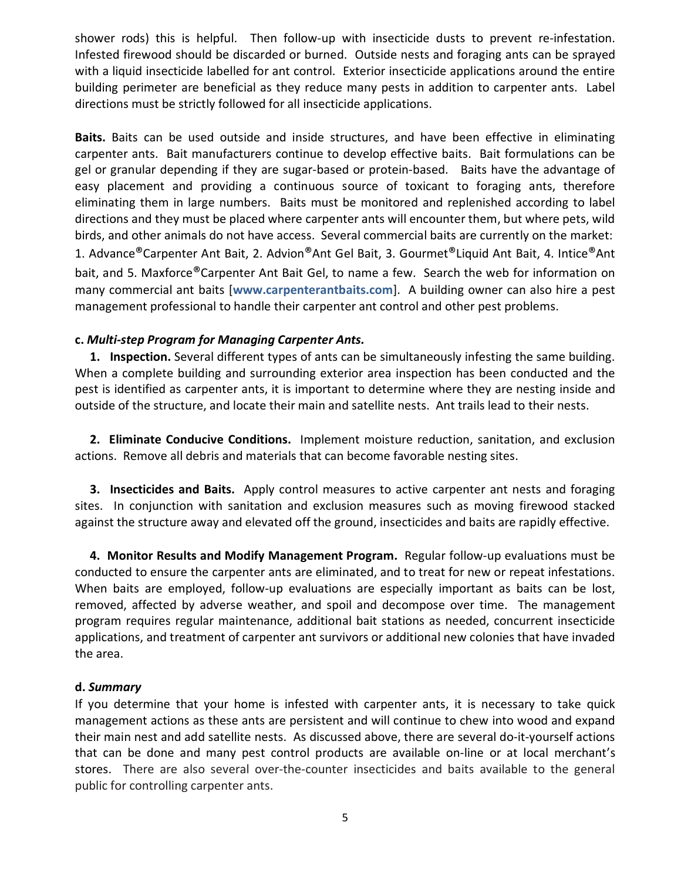shower rods) this is helpful. Then follow-up with insecticide dusts to prevent re-infestation. Infested firewood should be discarded or burned. Outside nests and foraging ants can be sprayed with a liquid insecticide labelled for ant control. Exterior insecticide applications around the entire building perimeter are beneficial as they reduce many pests in addition to carpenter ants. Label directions must be strictly followed for all insecticide applications.

**Baits.** Baits can be used outside and inside structures, and have been effective in eliminating carpenter ants. Bait manufacturers continue to develop effective baits. Bait formulations can be gel or granular depending if they are sugar-based or protein-based. Baits have the advantage of easy placement and providing a continuous source of toxicant to foraging ants, therefore eliminating them in large numbers. Baits must be monitored and replenished according to label directions and they must be placed where carpenter ants will encounter them, but where pets, wild birds, and other animals do not have access. Several commercial baits are currently on the market: 1. Advance®Carpenter Ant Bait, 2. Advion®Ant Gel Bait, 3. Gourmet®Liquid Ant Bait, 4. Intice®Ant bait, and 5. Maxforce®Carpenter Ant Bait Gel, to name a few. Search the web for information on many commercial ant baits [**www.carpenterantbaits.com**]. A building owner can also hire a pest management professional to handle their carpenter ant control and other pest problems.

### c. *Multi-step Program for Managing Carpenter Ants.*

1. **Inspection.** Several different types of ants can be simultaneously infesting the same building. When a complete building and surrounding exterior area inspection has been conducted and the pest is identified as carpenter ants, it is important to determine where they are nesting inside and outside of the structure, and locate their main and satellite nests. Ant trails lead to their nests.

2. **Eliminate Conducive Conditions.** Implement moisture reduction, sanitation, and exclusion actions. Remove all debris and materials that can become favorable nesting sites.

3. **Insecticides and Baits.** Apply control measures to active carpenter ant nests and foraging sites. In conjunction with sanitation and exclusion measures such as moving firewood stacked against the structure away and elevated off the ground, insecticides and baits are rapidly effective.

4. **Monitor Results and Modify Management Program.** Regular follow-up evaluations must be conducted to ensure the carpenter ants are eliminated, and to treat for new or repeat infestations. When baits are employed, follow-up evaluations are especially important as baits can be lost, removed, affected by adverse weather, and spoil and decompose over time. The management program requires regular maintenance, additional bait stations as needed, concurrent insecticide applications, and treatment of carpenter ant survivors or additional new colonies that have invaded the area.

### d. *Summary*

If you determine that your home is infested with carpenter ants, it is necessary to take quick management actions as these ants are persistent and will continue to chew into wood and expand their main nest and add satellite nests. As discussed above, there are several do-it-yourself actions that can be done and many pest control products are available on-line or at local merchant's stores. There are also several over-the-counter insecticides and baits available to the general public for controlling carpenter ants.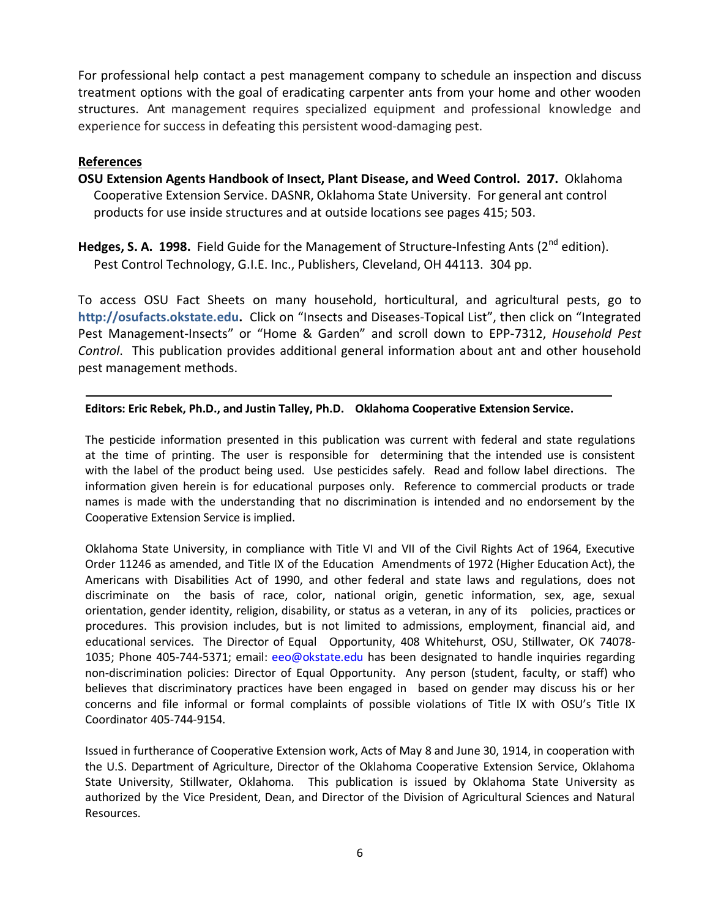For professional help contact a pest management company to schedule an inspection and discuss treatment options with the goal of eradicating carpenter ants from your home and other wooden structures. Ant management requires specialized equipment and professional knowledge and experience for success in defeating this persistent wood-damaging pest.

## References

**OSU Extension Agents Handbook of Insect, Plant Disease, and Weed Control. 2017.** Oklahoma Cooperative Extension Service. DASNR, Oklahoma State University. For general ant control products for use inside structures and at outside locations see pages 415; 503.

**Hedges, S. A. 1998.** Field Guide for the Management of Structure-Infesting Ants (2nd edition). Pest Control Technology, G.I.E. Inc., Publishers, Cleveland, OH 44113. 304 pp.

To access OSU Fact Sheets on many household, horticultural, and agricultural pests, go to **http://osufacts.okstate.edu.** Click on "Insects and Diseases-Topical List", then click on "Integrated Pest Management-Insects" or "Home & Garden" and scroll down to EPP-7312, *Household Pest Control*. This publication provides additional general information about ant and other household pest management methods.

---

**Editors: Eric Rebek, Ph.D., and Justin Talley, Ph.D. Oklahoma Cooperative Extension Service.**

The pesticide information presented in this publication was current with federal and state regulations at the time of printing. The user is responsible for determining that the intended use is consistent with the label of the product being used. Use pesticides safely. Read and follow label directions. The information given herein is for educational purposes only. Reference to commercial products or trade names is made with the understanding that no discrimination is intended and no endorsement by the Cooperative Extension Service is implied.

Oklahoma State University, in compliance with Title VI and VII of the Civil Rights Act of 1964, Executive Order 11246 as amended, and Title IX of the Education Amendments of 1972 (Higher Education Act), the Americans with Disabilities Act of 1990, and other federal and state laws and regulations, does not discriminate on the basis of race, color, national origin, genetic information, sex, age, sexual orientation, gender identity, religion, disability, or status as a veteran, in any of its policies, practices or procedures. This provision includes, but is not limited to admissions, employment, financial aid, and educational services. The Director of Equal Opportunity, 408 Whitehurst, OSU, Stillwater, OK 74078-1035; Phone 405-744-5371; email: eeo@okstate.edu has been designated to handle inquiries regarding non-discrimination policies: Director of Equal Opportunity. Any person (student, faculty, or staff) who believes that discriminatory practices have been engaged in based on gender may discuss his or her concerns and file informal or formal complaints of possible violations of Title IX with OSU's Title IX Coordinator 405-744-9154.

Issued in furtherance of Cooperative Extension work, Acts of May 8 and June 30, 1914, in cooperation with the U.S. Department of Agriculture, Director of the Oklahoma Cooperative Extension Service, Oklahoma State University, Stillwater, Oklahoma. This publication is issued by Oklahoma State University as authorized by the Vice President, Dean, and Director of the Division of Agricultural Sciences and Natural Resources.